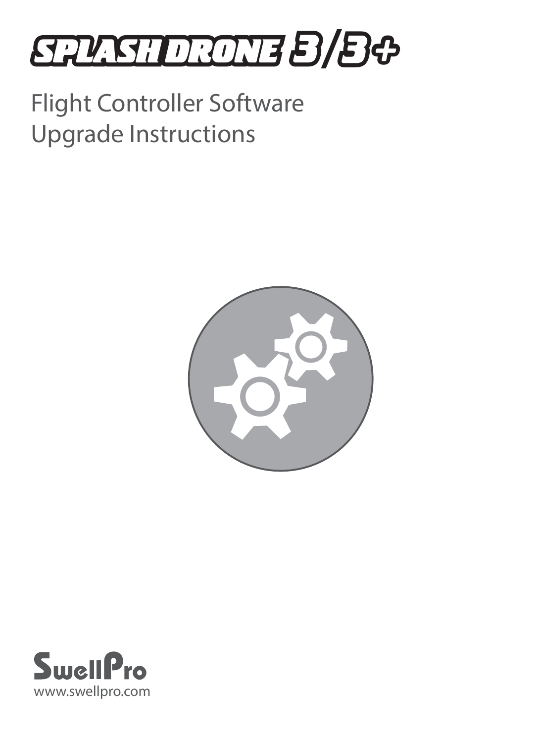# SPLASH DRONE 3/3+

Flight Controller Software
Upgrade Instructions

SwellPro
www.swellpro.com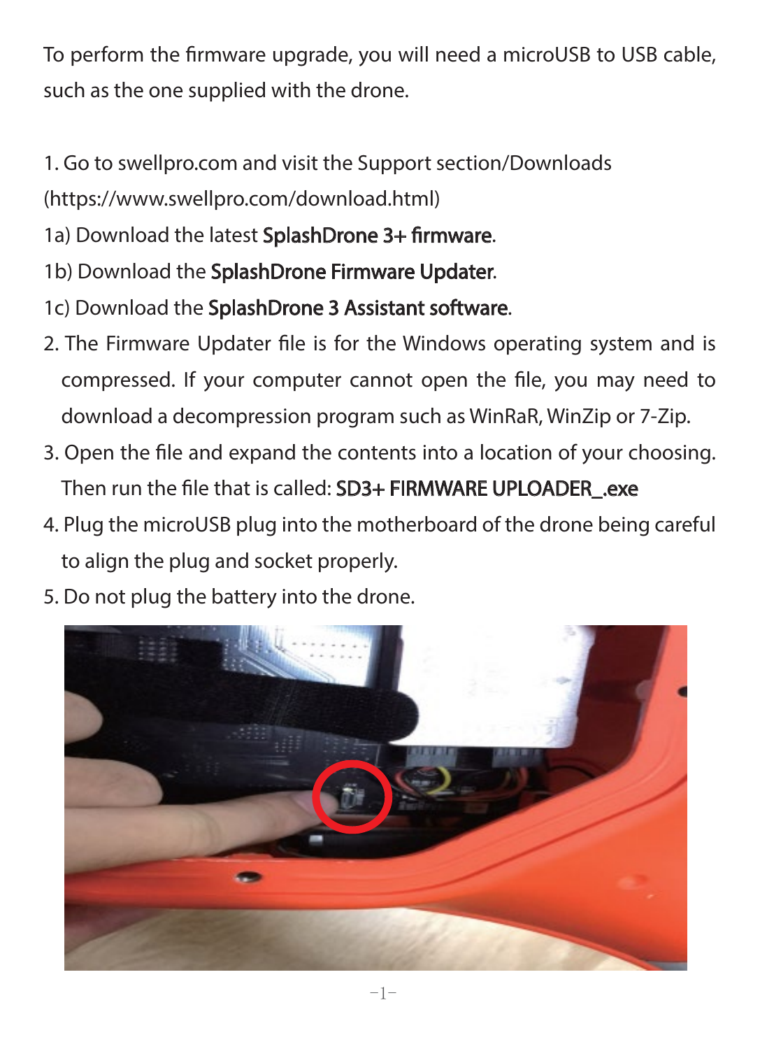To perform the firmware upgrade, you will need a microUSB to USB cable, such as the one supplied with the drone.

1. Go to swellpro.com and visit the Support section/Downloads (https://www.swellpro.com/download.html)

1a) Download the latest **SplashDrone 3+ firmware**.

1b) Download the **SplashDrone Firmware Updater**.

1c) Download the **SplashDrone 3 Assistant software**.

2. The Firmware Updater file is for the Windows operating system and is compressed. If your computer cannot open the file, you may need to download a decompression program such as WinRaR, WinZip or 7-Zip.
3. Open the file and expand the contents into a location of your choosing. Then run the file that is called: **SD3+ FIRMWARE UPLOADER_.exe**
4. Plug the microUSB plug into the motherboard of the drone being careful to align the plug and socket properly.
5. Do not plug the battery into the drone.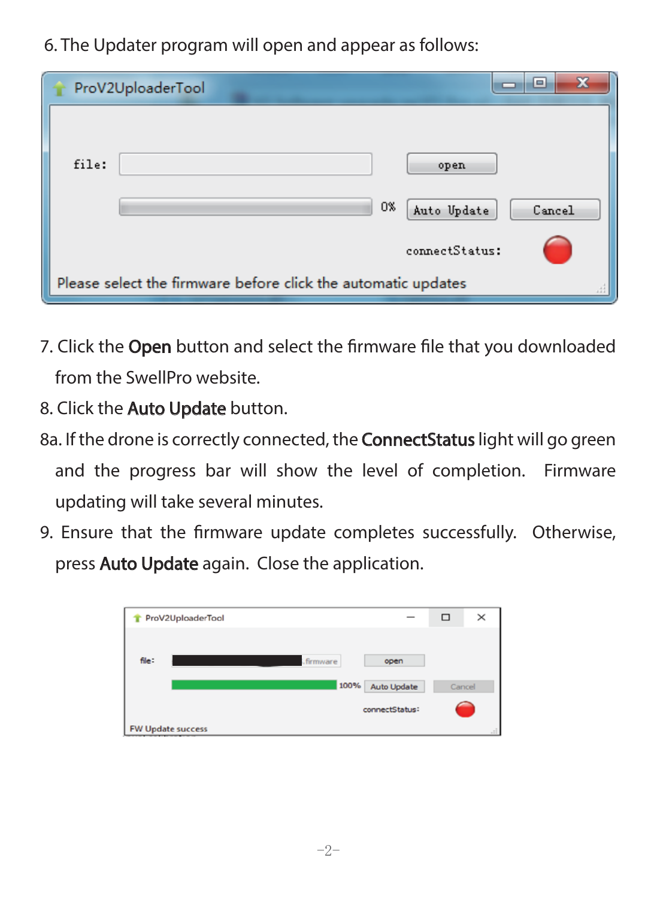6. The Updater program will open and appear as follows:

7. Click the **Open** button and select the firmware file that you downloaded from the SwellPro website.
8. Click the **Auto Update** button.

8a. If the drone is correctly connected, the **ConnectStatus** light will go green and the progress bar will show the level of completion. Firmware updating will take several minutes.

9. Ensure that the firmware update completes successfully. Otherwise, press **Auto Update** again. Close the application.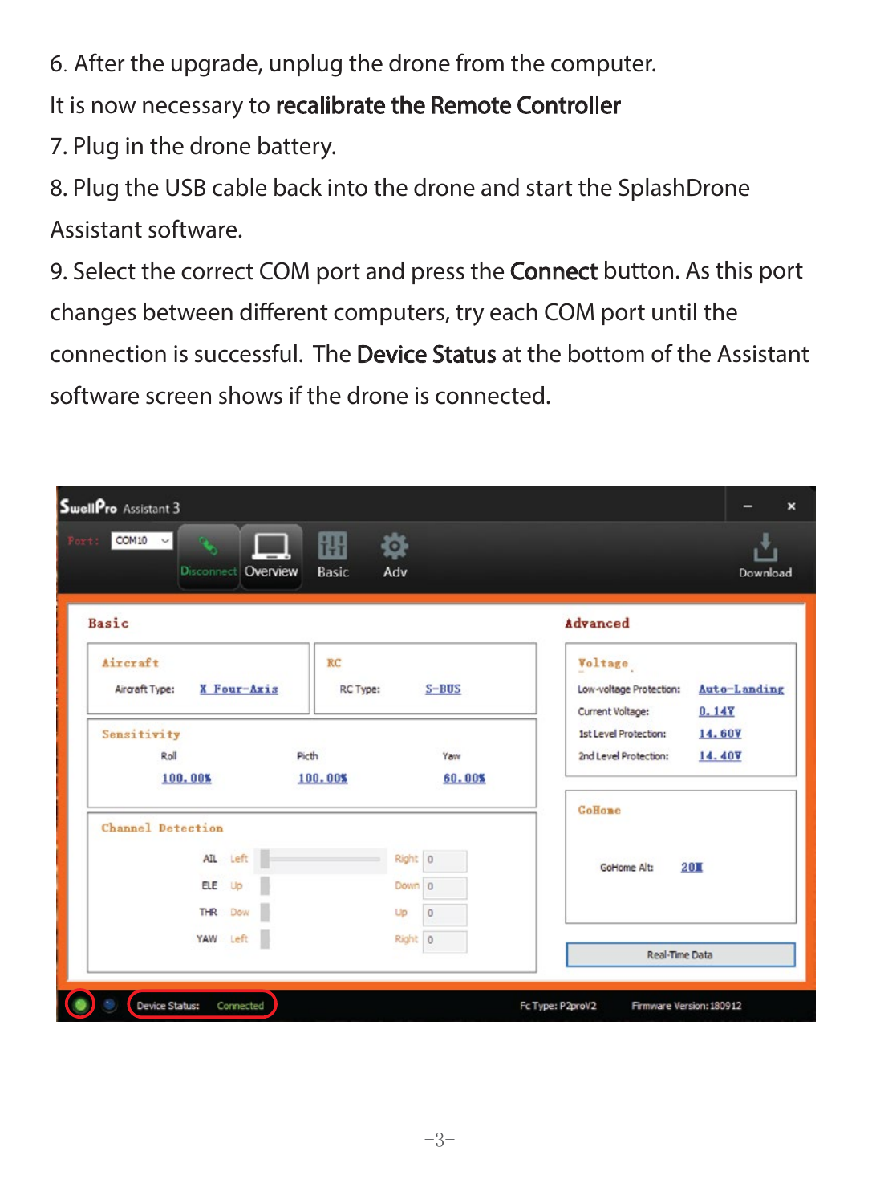6. After the upgrade, unplug the drone from the computer.

It is now necessary to **recalibrate the Remote Controller**

7. Plug in the drone battery.

8. Plug the USB cable back into the drone and start the SplashDrone Assistant software.

9. Select the correct COM port and press the **Connect** button. As this port changes between different computers, try each COM port until the connection is successful. The **Device Status** at the bottom of the Assistant software screen shows if the drone is connected.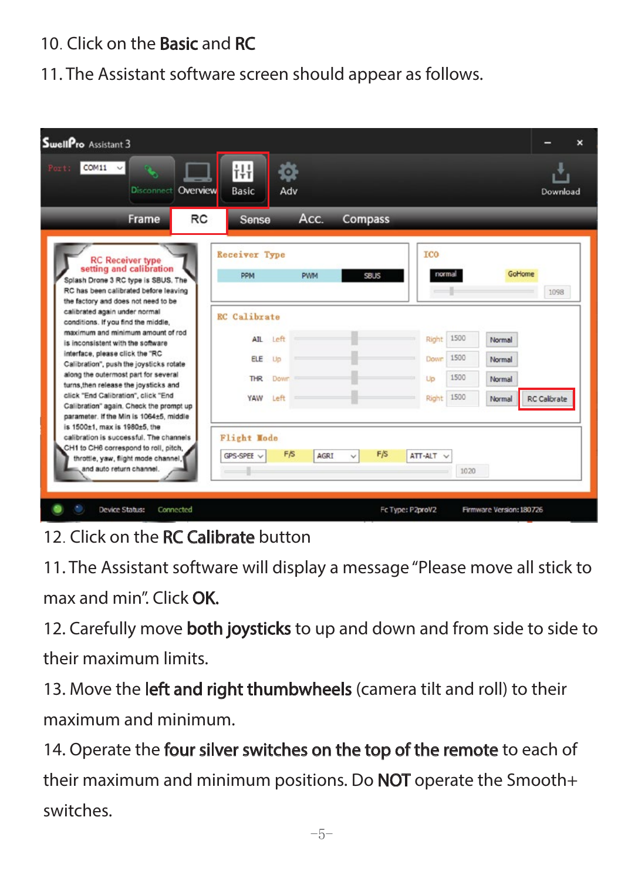10. Click on the **Basic** and **RC**

11. The Assistant software screen should appear as follows.

12. Click on the **RC Calibrate** button

11. The Assistant software will display a message "Please move all stick to max and min". Click **OK.**

12. Carefully move **both joysticks** to up and down and from side to side to their maximum limits.

13. Move the **left and right thumbwheels** (camera tilt and roll) to their maximum and minimum.

14. Operate the **four silver switches on the top of the remote** to each of their maximum and minimum positions. Do **NOT** operate the Smooth+ switches.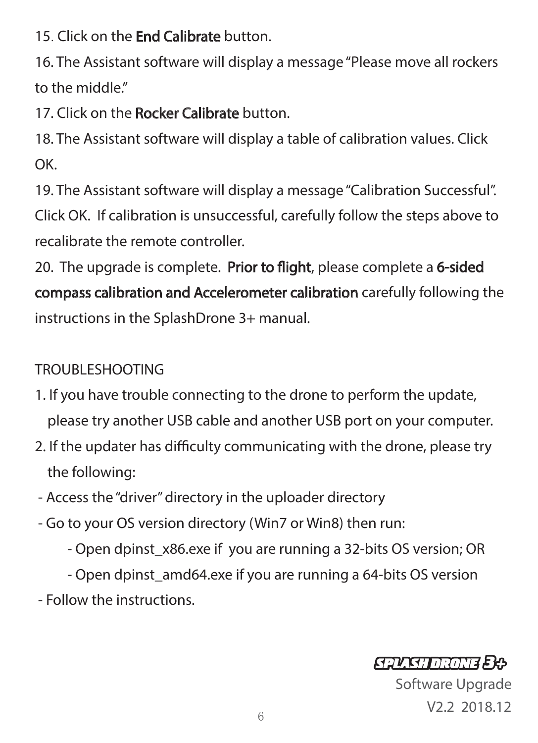15. Click on the **End Calibrate** button.

16. The Assistant software will display a message "Please move all rockers to the middle."

17. Click on the **Rocker Calibrate** button.

18. The Assistant software will display a table of calibration values. Click OK.

19. The Assistant software will display a message "Calibration Successful". Click OK.  If calibration is unsuccessful, carefully follow the steps above to recalibrate the remote controller.

20.  The upgrade is complete.  **Prior to flight**, please complete a **6-sided compass calibration and Accelerometer calibration** carefully following the instructions in the SplashDrone 3+ manual.

TROUBLESHOOTING

1. If you have trouble connecting to the drone to perform the update, please try another USB cable and another USB port on your computer.
2. If the updater has difficulty communicating with the drone, please try the following:

- Access the "driver" directory in the uploader directory
- Go to your OS version directory (Win7 or Win8) then run:
    - Open dpinst_x86.exe if  you are running a 32-bits OS version; OR
    - Open dpinst_amd64.exe if you are running a 64-bits OS version
- Follow the instructions.

SPLASH DRONE 3+
Software Upgrade
V2.2  2018.12